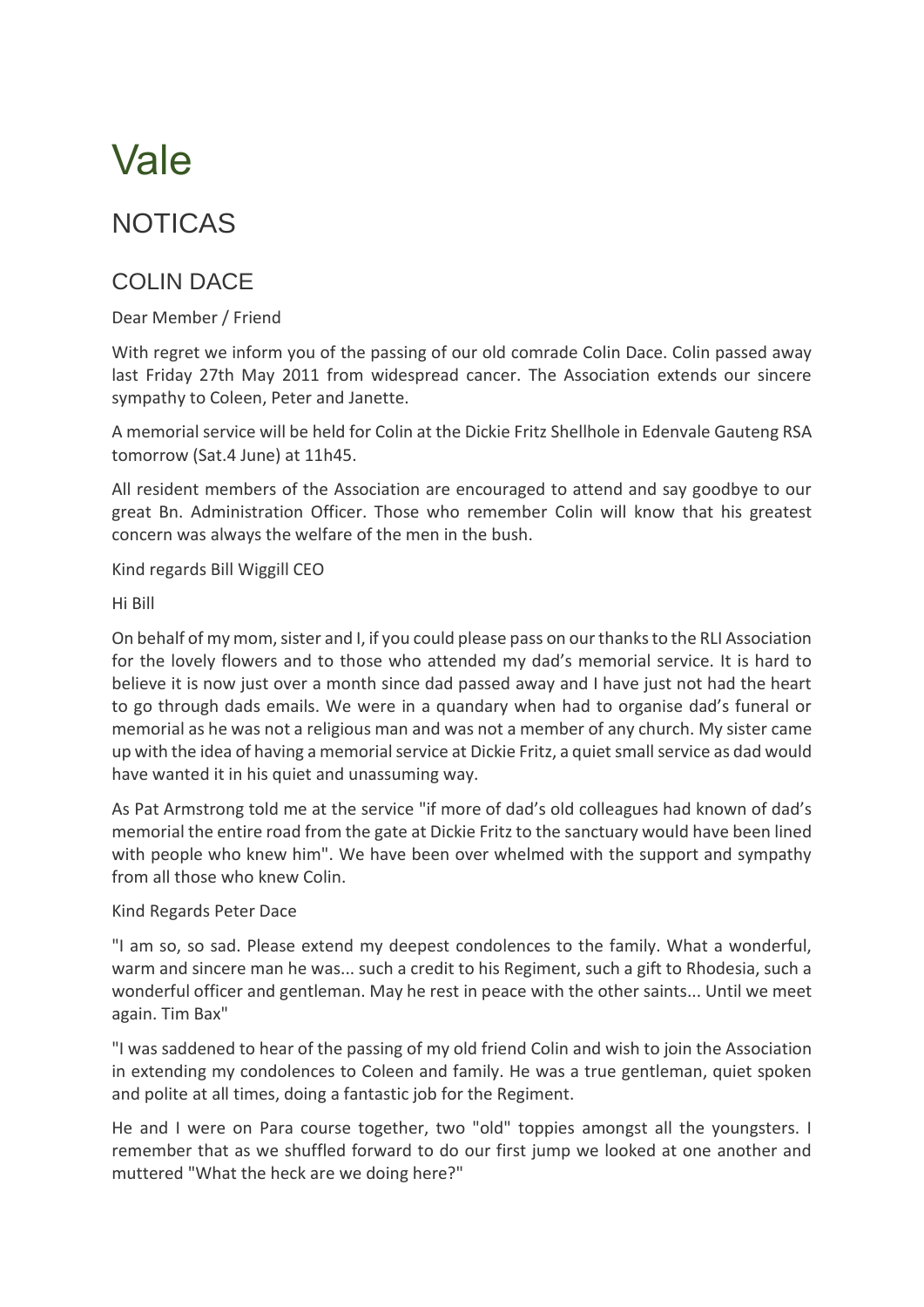# Vale

## NOTICAS

### COLIN DACE

Dear Member / Friend

With regret we inform you of the passing of our old comrade Colin Dace. Colin passed away last Friday 27th May 2011 from widespread cancer. The Association extends our sincere sympathy to Coleen, Peter and Janette.

A memorial service will be held for Colin at the Dickie Fritz Shellhole in Edenvale Gauteng RSA tomorrow (Sat.4 June) at 11h45.

All resident members of the Association are encouraged to attend and say goodbye to our great Bn. Administration Officer. Those who remember Colin will know that his greatest concern was always the welfare of the men in the bush.

Kind regards Bill Wiggill CEO

Hi Bill

On behalf of my mom, sister and I, if you could please pass on our thanks to the RLI Association for the lovely flowers and to those who attended my dad's memorial service. It is hard to believe it is now just over a month since dad passed away and I have just not had the heart to go through dads emails. We were in a quandary when had to organise dad's funeral or memorial as he was not a religious man and was not a member of any church. My sister came up with the idea of having a memorial service at Dickie Fritz, a quiet small service as dad would have wanted it in his quiet and unassuming way.

As Pat Armstrong told me at the service "if more of dad's old colleagues had known of dad's memorial the entire road from the gate at Dickie Fritz to the sanctuary would have been lined with people who knew him". We have been over whelmed with the support and sympathy from all those who knew Colin.

Kind Regards Peter Dace

"I am so, so sad. Please extend my deepest condolences to the family. What a wonderful, warm and sincere man he was... such a credit to his Regiment, such a gift to Rhodesia, such a wonderful officer and gentleman. May he rest in peace with the other saints... Until we meet again. Tim Bax"

"I was saddened to hear of the passing of my old friend Colin and wish to join the Association in extending my condolences to Coleen and family. He was a true gentleman, quiet spoken and polite at all times, doing a fantastic job for the Regiment.

He and I were on Para course together, two "old" toppies amongst all the youngsters. I remember that as we shuffled forward to do our first jump we looked at one another and muttered "What the heck are we doing here?"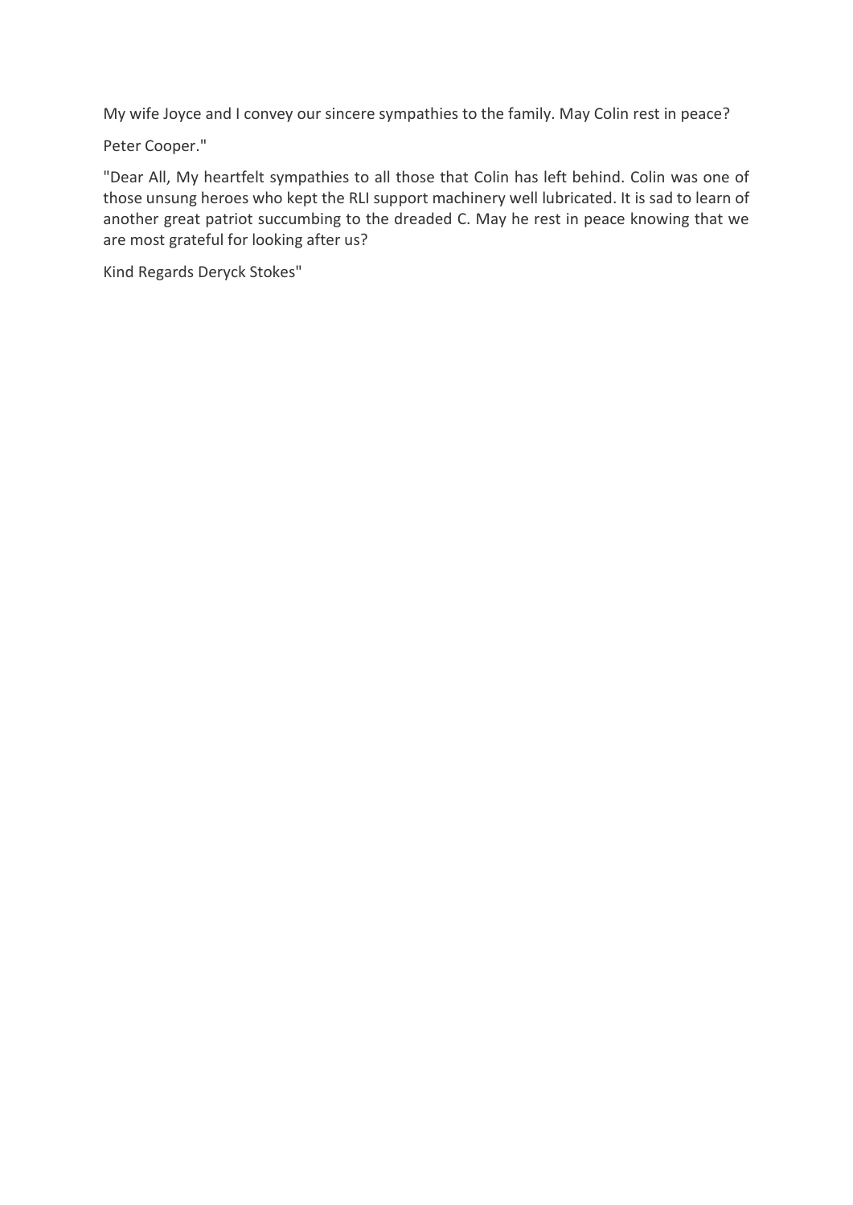My wife Joyce and I convey our sincere sympathies to the family. May Colin rest in peace?

Peter Cooper."

"Dear All, My heartfelt sympathies to all those that Colin has left behind. Colin was one of those unsung heroes who kept the RLI support machinery well lubricated. It is sad to learn of another great patriot succumbing to the dreaded C. May he rest in peace knowing that we are most grateful for looking after us?

Kind Regards Deryck Stokes"